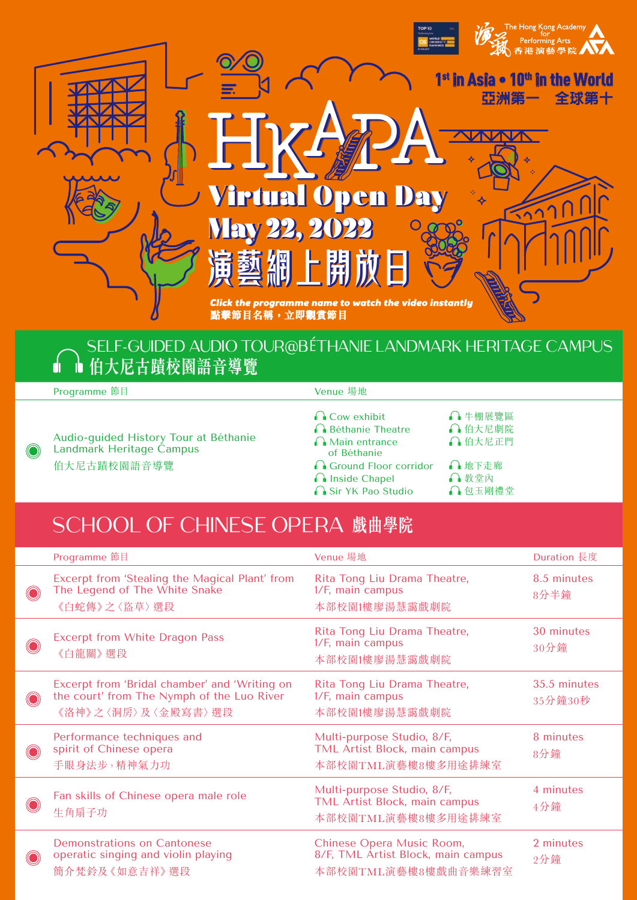The Hong Kong Academy for Performing Arts 香港演藝學院

1st in Asia • 10th in the World
亞洲第一 全球第十

# HKAPA Virtual Open Day

## May 22, 2022

## 演藝網上開放日

***Click the programme name to watch the video instantly***
**點擊節目名稱，立即觀賞節目**

## SELF-GUIDED AUDIO TOUR@BÉTHANIE LANDMARK HERITAGE CAMPUS 伯大尼古蹟校園語音導覽

| Programme 節目 | Venue 場地 | |
|---|---|---|
| Audio-guided History Tour at Béthanie Landmark Heritage Campus<br>伯大尼古蹟校園語音導覽 | Cow exhibit<br>Béthanie Theatre<br>Main entrance of Béthanie<br>Ground Floor corridor<br>Inside Chapel<br>Sir YK Pao Studio | 牛棚展覽區<br>伯大尼劇院<br>伯大尼正門<br>地下走廊<br>教堂內<br>包玉剛禮堂 |

## SCHOOL OF CHINESE OPERA 戲曲學院

| Programme 節目 | Venue 場地 | Duration 長度 |
|---|---|---|
| Excerpt from 'Stealing the Magical Plant' from The Legend of The White Snake<br>《白蛇傳》之〈盜草〉選段 | Rita Tong Liu Drama Theatre, 1/F, main campus<br>本部校園1樓廖湯慧靄戲劇院 | 8.5 minutes<br>8分半鐘 |
| Excerpt from White Dragon Pass<br>《白龍關》選段 | Rita Tong Liu Drama Theatre, 1/F, main campus<br>本部校園1樓廖湯慧靄戲劇院 | 30 minutes<br>30分鐘 |
| Excerpt from 'Bridal chamber' and 'Writing on the court' from The Nymph of the Luo River<br>《洛神》之〈洞房〉及〈金殿寫書〉選段 | Rita Tong Liu Drama Theatre, 1/F, main campus<br>本部校園1樓廖湯慧靄戲劇院 | 35.5 minutes<br>35分鐘30秒 |
| Performance techniques and spirit of Chinese opera<br>手眼身法步，精神氣力功 | Multi-purpose Studio, 8/F, TML Artist Block, main campus<br>本部校園TML演藝樓8樓多用途排練室 | 8 minutes<br>8分鐘 |
| Fan skills of Chinese opera male role<br>生角扇子功 | Multi-purpose Studio, 8/F, TML Artist Block, main campus<br>本部校園TML演藝樓8樓多用途排練室 | 4 minutes<br>4分鐘 |
| Demonstrations on Cantonese operatic singing and violin playing<br>簡介梵鈴及《如意吉祥》選段 | Chinese Opera Music Room, 8/F, TML Artist Block, main campus<br>本部校園TML演藝樓8樓戲曲音樂練習室 | 2 minutes<br>2分鐘 |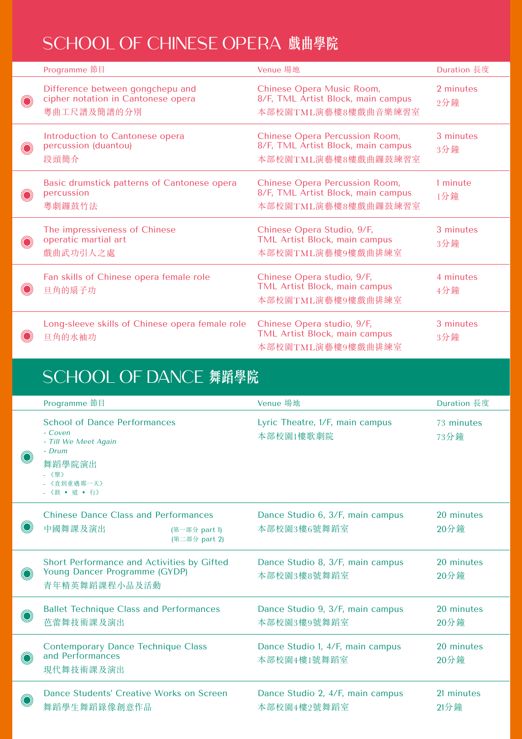## SCHOOL OF CHINESE OPERA 戲曲學院

| Programme 節目 | Venue 場地 | Duration 長度 |
|---|---|---|
| Difference between gongchepu and cipher notation in Cantonese opera<br>粵曲工尺譜及簡譜的分別 | Chinese Opera Music Room, 8/F, TML Artist Block, main campus<br>本部校園TML演藝樓8樓戲曲音樂練習室 | 2 minutes<br>2分鐘 |
| Introduction to Cantonese opera percussion (duantou)<br>段頭簡介 | Chinese Opera Percussion Room, 8/F, TML Artist Block, main campus<br>本部校園TML演藝樓8樓戲曲鑼鼓練習室 | 3 minutes<br>3分鐘 |
| Basic drumstick patterns of Cantonese opera percussion<br>粵劇鑼鼓竹法 | Chinese Opera Percussion Room, 8/F, TML Artist Block, main campus<br>本部校園TML演藝樓8樓戲曲鑼鼓練習室 | 1 minute<br>1分鐘 |
| The impressiveness of Chinese operatic martial art<br>戲曲武功引人之處 | Chinese Opera Studio, 9/F, TML Artist Block, main campus<br>本部校園TML演藝樓9樓戲曲排練室 | 3 minutes<br>3分鐘 |
| Fan skills of Chinese opera female role<br>旦角的扇子功 | Chinese Opera studio, 9/F, TML Artist Block, main campus<br>本部校園TML演藝樓9樓戲曲排練室 | 4 minutes<br>4分鐘 |
| Long-sleeve skills of Chinese opera female role<br>旦角的水袖功 | Chinese Opera studio, 9/F, TML Artist Block, main campus<br>本部校園TML演藝樓9樓戲曲排練室 | 3 minutes<br>3分鐘 |

## SCHOOL OF DANCE 舞蹈學院

| Programme 節目 | Venue 場地 | Duration 長度 |
|---|---|---|
| School of Dance Performances<br>*- Coven*<br>*- Till We Meet Again*<br>*- Drum*<br>舞蹈學院演出<br>- 《聚》<br>- 《直到重遇那一天》<br>- 《鼓 • 道 • 行》 | Lyric Theatre, 1/F, main campus<br>本部校園1樓歌劇院 | 73 minutes<br>73分鐘 |
| Chinese Dance Class and Performances<br>中國舞課及演出 (第一部分 part 1) (第二部分 part 2) | Dance Studio 6, 3/F, main campus<br>本部校園3樓6號舞蹈室 | 20 minutes<br>20分鐘 |
| Short Performance and Activities by Gifted Young Dancer Programme (GYDP)<br>青年精英舞蹈課程小品及活動 | Dance Studio 8, 3/F, main campus<br>本部校園3樓8號舞蹈室 | 20 minutes<br>20分鐘 |
| Ballet Technique Class and Performances<br>芭蕾舞技術課及演出 | Dance Studio 9, 3/F, main campus<br>本部校園3樓9號舞蹈室 | 20 minutes<br>20分鐘 |
| Contemporary Dance Technique Class and Performances<br>現代舞技術課及演出 | Dance Studio 1, 4/F, main campus<br>本部校園4樓1號舞蹈室 | 20 minutes<br>20分鐘 |
| Dance Students' Creative Works on Screen<br>舞蹈學生舞蹈錄像創意作品 | Dance Studio 2, 4/F, main campus<br>本部校園4樓2號舞蹈室 | 21 minutes<br>21分鐘 |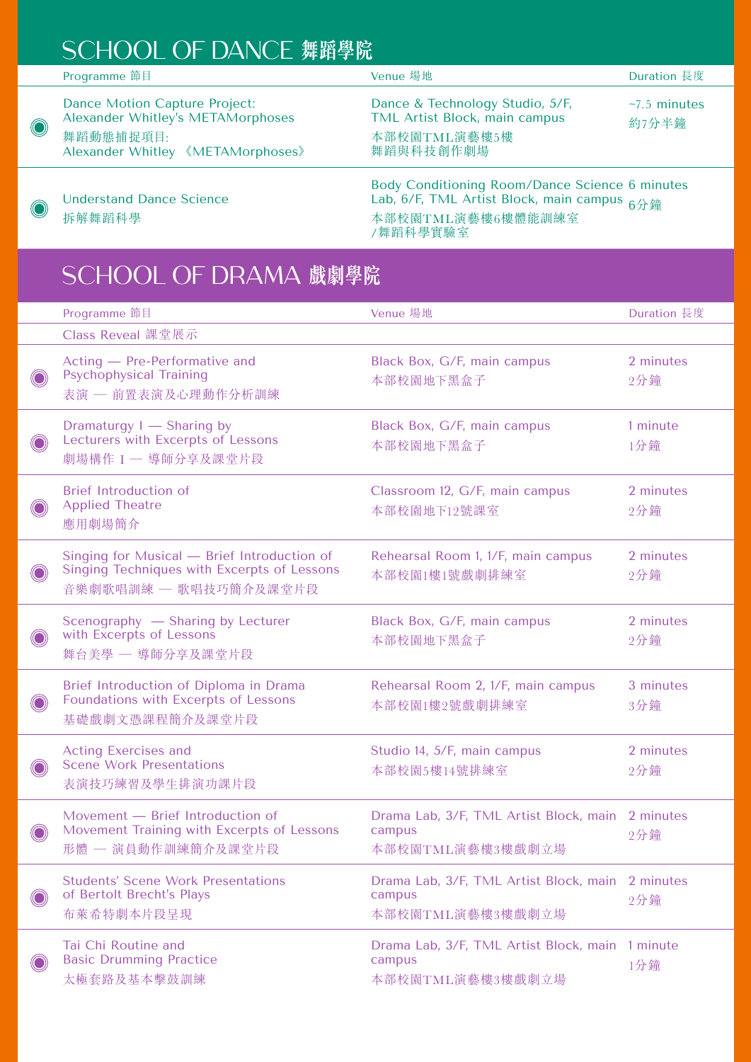## SCHOOL OF DANCE 舞蹈學院

| Programme 節目 | Venue 場地 | Duration 長度 |
| --- | --- | --- |
| Dance Motion Capture Project: Alexander Whitley's METAMorphoses<br>舞蹈動態捕捉項目: Alexander Whitley 《METAMorphoses》 | Dance & Technology Studio, 5/F, TML Artist Block, main campus<br>本部校園TML演藝樓5樓舞蹈與科技創作劇場 | ~7.5 minutes<br>約7分半鐘 |
| Understand Dance Science<br>拆解舞蹈科學 | Body Conditioning Room/Dance Science Lab, 6/F, TML Artist Block, main campus<br>本部校園TML演藝樓6樓體能訓練室/舞蹈科學實驗室 | 6 minutes<br>6分鐘 |

## SCHOOL OF DRAMA 戲劇學院

| Programme 節目 | Venue 場地 | Duration 長度 |
| --- | --- | --- |
| Class Reveal 課堂展示 | | |
| Acting — Pre-Performative and Psychophysical Training<br>表演 — 前置表演及心理動作分析訓練 | Black Box, G/F, main campus<br>本部校園地下黑盒子 | 2 minutes<br>2分鐘 |
| Dramaturgy I — Sharing by Lecturers with Excerpts of Lessons<br>劇場構作 I — 導師分享及課堂片段 | Black Box, G/F, main campus<br>本部校園地下黑盒子 | 1 minute<br>1分鐘 |
| Brief Introduction of Applied Theatre<br>應用劇場簡介 | Classroom 12, G/F, main campus<br>本部校園地下12號課室 | 2 minutes<br>2分鐘 |
| Singing for Musical — Brief Introduction of Singing Techniques with Excerpts of Lessons<br>音樂劇歌唱訓練 — 歌唱技巧簡介及課堂片段 | Rehearsal Room 1, 1/F, main campus<br>本部校園1樓1號戲劇排練室 | 2 minutes<br>2分鐘 |
| Scenography — Sharing by Lecturer with Excerpts of Lessons<br>舞台美學 — 導師分享及課堂片段 | Black Box, G/F, main campus<br>本部校園地下黑盒子 | 2 minutes<br>2分鐘 |
| Brief Introduction of Diploma in Drama Foundations with Excerpts of Lessons<br>基礎戲劇文憑課程簡介及課堂片段 | Rehearsal Room 2, 1/F, main campus<br>本部校園1樓2號戲劇排練室 | 3 minutes<br>3分鐘 |
| Acting Exercises and Scene Work Presentations<br>表演技巧練習及學生排演功課片段 | Studio 14, 5/F, main campus<br>本部校園5樓14號排練室 | 2 minutes<br>2分鐘 |
| Movement — Brief Introduction of Movement Training with Excerpts of Lessons<br>形體 — 演員動作訓練簡介及課堂片段 | Drama Lab, 3/F, TML Artist Block, main campus<br>本部校園TML演藝樓3樓戲劇立場 | 2 minutes<br>2分鐘 |
| Students' Scene Work Presentations of Bertolt Brecht's Plays<br>布萊希特劇本片段呈現 | Drama Lab, 3/F, TML Artist Block, main campus<br>本部校園TML演藝樓3樓戲劇立場 | 2 minutes<br>2分鐘 |
| Tai Chi Routine and Basic Drumming Practice<br>太極套路及基本擊鼓訓練 | Drama Lab, 3/F, TML Artist Block, main campus<br>本部校園TML演藝樓3樓戲劇立場 | 1 minute<br>1分鐘 |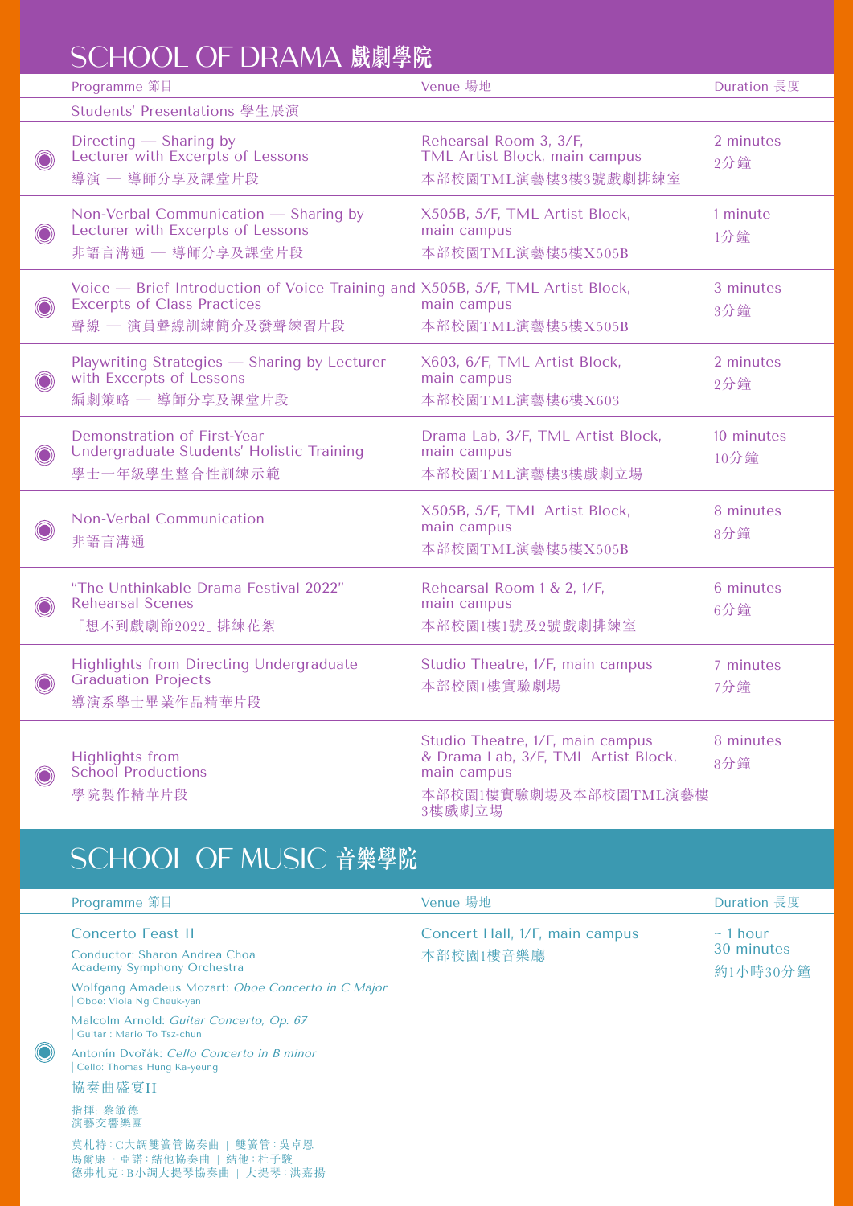## SCHOOL OF DRAMA 戲劇學院

| Programme 節目 | Venue 場地 | Duration 長度 |
|---|---|---|
| **Students' Presentations 學生展演** | | |
| Directing — Sharing by Lecturer with Excerpts of Lessons<br>導演 — 導師分享及課堂片段 | Rehearsal Room 3, 3/F, TML Artist Block, main campus<br>本部校園TML演藝樓3樓3號戲劇排練室 | 2 minutes<br>2分鐘 |
| Non-Verbal Communication — Sharing by Lecturer with Excerpts of Lessons<br>非語言溝通 — 導師分享及課堂片段 | X505B, 5/F, TML Artist Block, main campus<br>本部校園TML演藝樓5樓X505B | 1 minute<br>1分鐘 |
| Voice — Brief Introduction of Voice Training and Excerpts of Class Practices<br>聲線 — 演員聲線訓練簡介及發聲練習片段 | X505B, 5/F, TML Artist Block, main campus<br>本部校園TML演藝樓5樓X505B | 3 minutes<br>3分鐘 |
| Playwriting Strategies — Sharing by Lecturer with Excerpts of Lessons<br>編劇策略 — 導師分享及課堂片段 | X603, 6/F, TML Artist Block, main campus<br>本部校園TML演藝樓6樓X603 | 2 minutes<br>2分鐘 |
| Demonstration of First-Year Undergraduate Students' Holistic Training<br>學士一年級學生整合性訓練示範 | Drama Lab, 3/F, TML Artist Block, main campus<br>本部校園TML演藝樓3樓戲劇立場 | 10 minutes<br>10分鐘 |
| Non-Verbal Communication<br>非語言溝通 | X505B, 5/F, TML Artist Block, main campus<br>本部校園TML演藝樓5樓X505B | 8 minutes<br>8分鐘 |
| "The Unthinkable Drama Festival 2022" Rehearsal Scenes<br>「想不到戲劇節2022」排練花絮 | Rehearsal Room 1 & 2, 1/F, main campus<br>本部校園1樓1號及2號戲劇排練室 | 6 minutes<br>6分鐘 |
| Highlights from Directing Undergraduate Graduation Projects<br>導演系學士畢業作品精華片段 | Studio Theatre, 1/F, main campus<br>本部校園1樓實驗劇場 | 7 minutes<br>7分鐘 |
| Highlights from School Productions<br>學院製作精華片段 | Studio Theatre, 1/F, main campus & Drama Lab, 3/F, TML Artist Block, main campus<br>本部校園1樓實驗劇場及本部校園TML演藝樓3樓戲劇立場 | 8 minutes<br>8分鐘 |

## SCHOOL OF MUSIC 音樂學院

| Programme 節目 | Venue 場地 | Duration 長度 |
|---|---|---|
| Concerto Feast II<br>Conductor: Sharon Andrea Choa<br>Academy Symphony Orchestra<br>Wolfgang Amadeus Mozart: *Oboe Concerto in C Major* \| Oboe: Viola Ng Cheuk-yan<br>Malcolm Arnold: *Guitar Concerto, Op. 67* \| Guitar : Mario To Tsz-chun<br>Antonin Dvořák: *Cello Concerto in B minor* \| Cello: Thomas Hung Ka-yeung<br>協奏曲盛宴II<br>指揮: 蔡敏德<br>演藝交響樂團<br>莫札特：C大調雙簧管協奏曲 \| 雙簧管：吳卓恩<br>馬爾康．亞諾：結他協奏曲 \| 結他：杜子駿<br>德弗札克：B小調大提琴協奏曲 \| 大提琴：洪嘉揚 | Concert Hall, 1/F, main campus<br>本部校園1樓音樂廳 | ~ 1 hour 30 minutes<br>約1小時30分鐘 |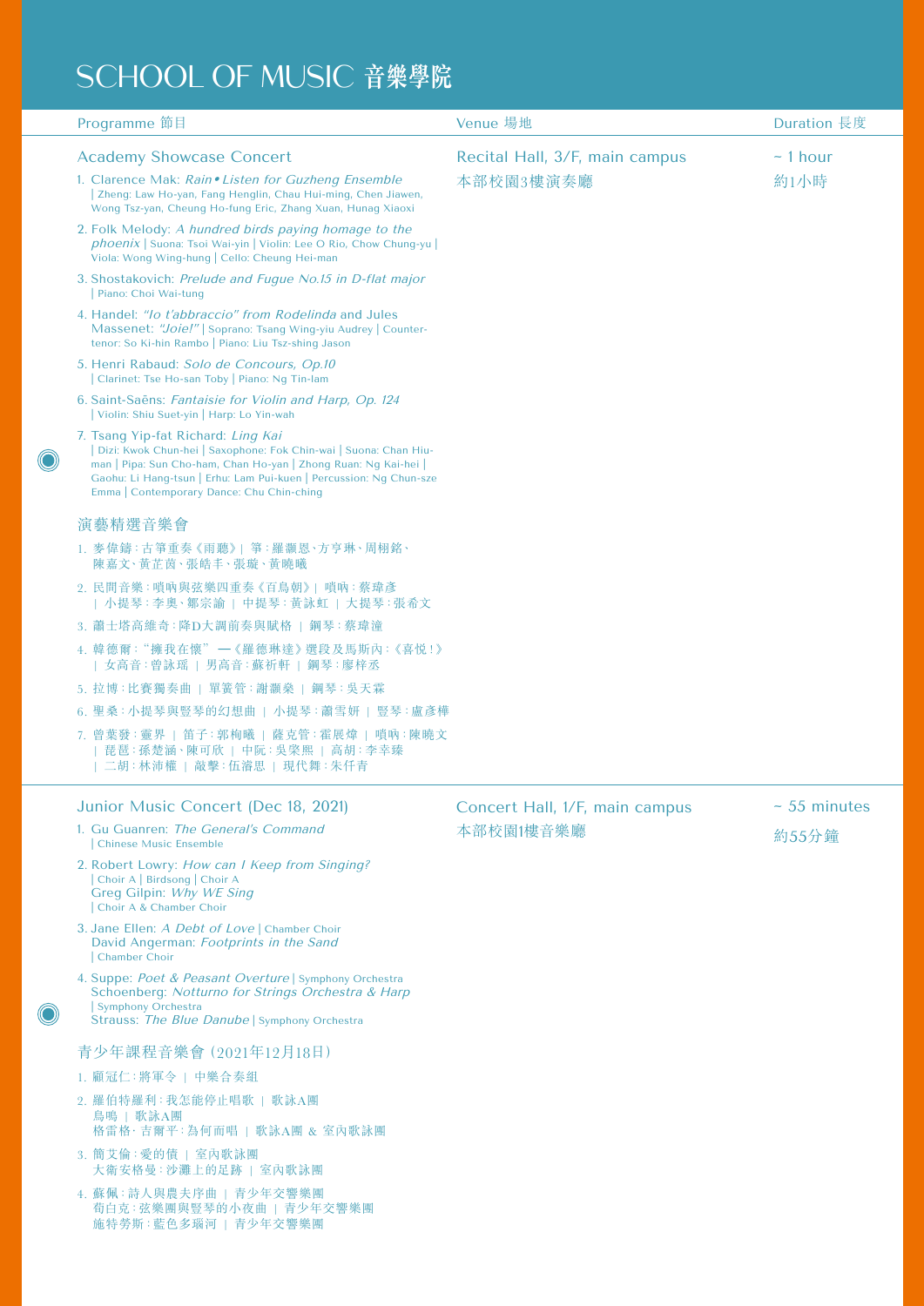# SCHOOL OF MUSIC 音樂學院

| Programme 節目 | Venue 場地 | Duration 長度 |
|---|---|---|
| Academy Showcase Concert | Recital Hall, 3/F, main campus 本部校園3樓演奏廳 | ~ 1 hour 約1小時 |

### Academy Showcase Concert

1. Clarence Mak: *Rain • Listen for Guzheng Ensemble* | Zheng: Law Ho-yan, Fang Henglin, Chau Hui-ming, Chen Jiawen, Wong Tsz-yan, Cheung Ho-fung Eric, Zhang Xuan, Hunag Xiaoxi
2. Folk Melody: *A hundred birds paying homage to the phoenix* | Suona: Tsoi Wai-yin | Violin: Lee O Rio, Chow Chung-yu | Viola: Wong Wing-hung | Cello: Cheung Hei-man
3. Shostakovich: *Prelude and Fugue No.15 in D-flat major* | Piano: Choi Wai-tung
4. Handel: *"Io t'abbraccio" from Rodelinda* and Jules Massenet: *"Joie!"* | Soprano: Tsang Wing-yiu Audrey | Counter-tenor: So Ki-hin Rambo | Piano: Liu Tsz-shing Jason
5. Henri Rabaud: *Solo de Concours, Op.10* | Clarinet: Tse Ho-san Toby | Piano: Ng Tin-lam
6. Saint-Saëns: *Fantaisie for Violin and Harp, Op. 124* | Violin: Shiu Suet-yin | Harp: Lo Yin-wah
7. Tsang Yip-fat Richard: *Ling Kai* | Dizi: Kwok Chun-hei | Saxophone: Fok Chin-wai | Suona: Chan Hiu-man | Pipa: Sun Cho-ham, Chan Ho-yan | Zhong Ruan: Ng Kai-hei | Gaohu: Li Hang-tsun | Erhu: Lam Pui-kuen | Percussion: Ng Chun-sze Emma | Contemporary Dance: Chu Chin-ching

### 演藝精選音樂會

1. 麥偉鑄：古箏重奏《雨聽》| 箏：羅灝恩、方亨琳、周栩銘、陳嘉文、黃芷茵、張皓丰、張璇、黃曉曦
2. 民間音樂：嗩吶與弦樂四重奏《百鳥朝》| 嗩吶：蔡瑋彥 | 小提琴：李奧、鄒宗諭 | 中提琴：黃詠虹 | 大提琴：張希文
3. 蕭士塔高維奇：降D大調前奏與賦格 | 鋼琴：蔡瑋潼
4. 韓德爾："擁我在懷"—《羅德琳達》選段及馬斯內：《喜悅！》| 女高音：曾詠瑤 | 男高音：蘇祈軒 | 鋼琴：廖梓丞
5. 拉博：比賽獨奏曲 | 單簧管：謝灝燊 | 鋼琴：吳天霖
6. 聖桑：小提琴與豎琴的幻想曲 | 小提琴：蕭雪妍 | 豎琴：盧彥樺
7. 曾葉發：靈界 | 笛子：郭栒曦 | 薩克管：霍展煒 | 嗩吶：陳曉文 | 琵琶：孫楚涵、陳可欣 | 中阮：吳棨熙 | 高胡：李幸臻 | 二胡：林沛權 | 敲擊：伍濬思 | 現代舞：朱仟青

| Programme 節目 | Venue 場地 | Duration 長度 |
|---|---|---|
| Junior Music Concert (Dec 18, 2021) | Concert Hall, 1/F, main campus 本部校園1樓音樂廳 | ~ 55 minutes 約55分鐘 |

### Junior Music Concert (Dec 18, 2021)

1. Gu Guanren: *The General's Command* | Chinese Music Ensemble
2. Robert Lowry: *How can I Keep from Singing?* | Choir A | Birdsong | Choir A
   Greg Gilpin: *Why WE Sing* | Choir A & Chamber Choir
3. Jane Ellen: *A Debt of Love* | Chamber Choir
   David Angerman: *Footprints in the Sand* | Chamber Choir
4. Suppe: *Poet & Peasant Overture* | Symphony Orchestra
   Schoenberg: *Notturno for Strings Orchestra & Harp* | Symphony Orchestra
   Strauss: *The Blue Danube* | Symphony Orchestra

### 青少年課程音樂會（2021年12月18日）

1. 顧冠仁：將軍令 | 中樂合奏組
2. 羅伯特羅利：我怎能停止唱歌 | 歌詠A團
   鳥鳴 | 歌詠A團
   格雷格·吉爾平：為何而唱 | 歌詠A團 & 室內歌詠團
3. 簡艾倫：愛的債 | 室內歌詠團
   大衛安格曼：沙灘上的足跡 | 室內歌詠團
4. 蘇佩：詩人與農夫序曲 | 青少年交響樂團
   荀白克：弦樂團與豎琴的小夜曲 | 青少年交響樂團
   施特勞斯：藍色多瑙河 | 青少年交響樂團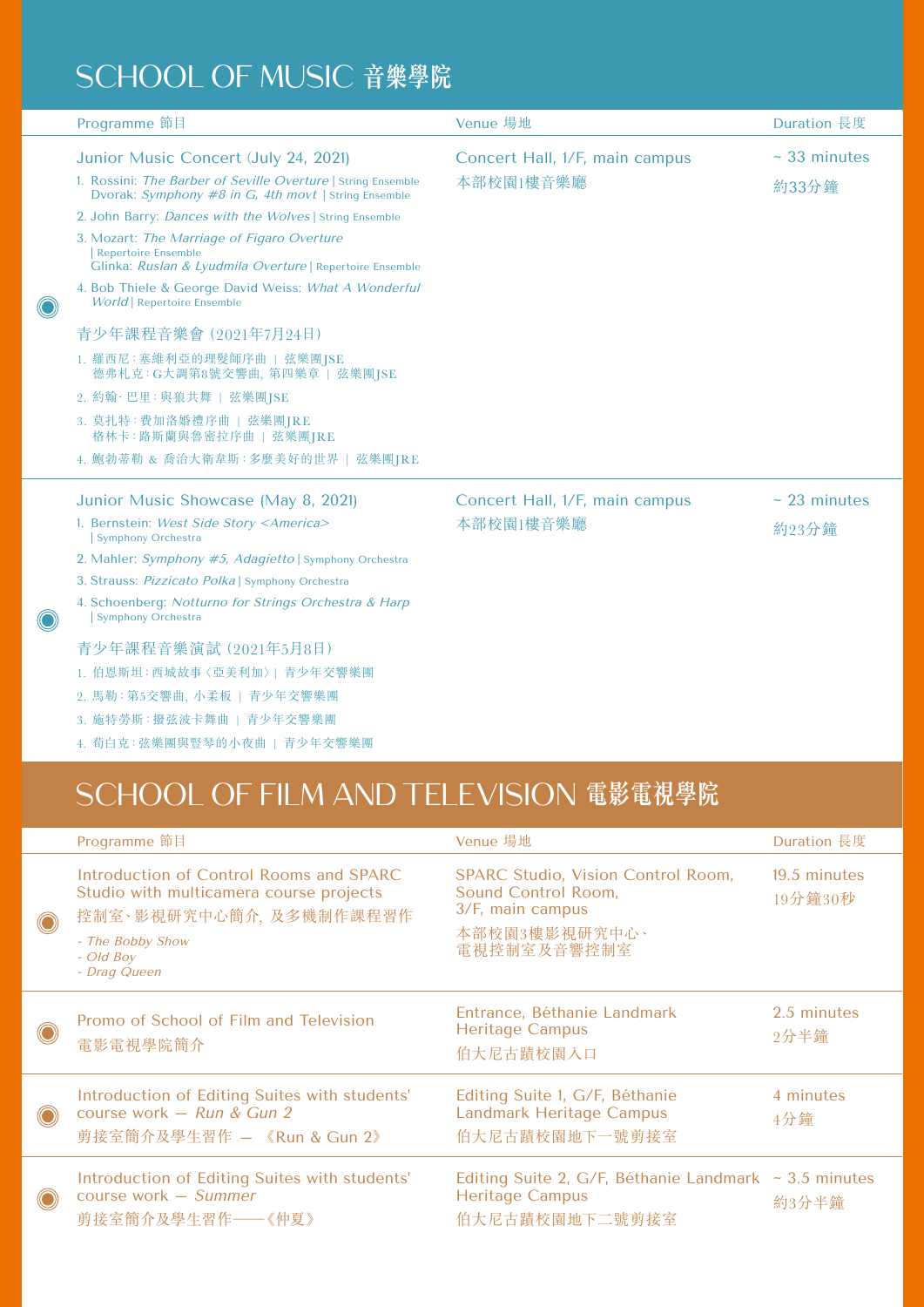# SCHOOL OF MUSIC 音樂學院

| Programme 節目 | Venue 場地 | Duration 長度 |
|---|---|---|
| **Junior Music Concert (July 24, 2021)**<br>1. Rossini: *The Barber of Seville Overture* \| String Ensemble<br>Dvorak: *Symphony #8 in G, 4th movt* \| String Ensemble<br>2. John Barry: *Dances with the Wolves* \| String Ensemble<br>3. Mozart: *The Marriage of Figaro Overture* \| Repertoire Ensemble<br>Glinka: *Ruslan & Lyudmila Overture* \| Repertoire Ensemble<br>4. Bob Thiele & George David Weiss: *What A Wonderful World* \| Repertoire Ensemble<br><br>**青少年課程音樂會 (2021年7月24日)**<br>1. 羅西尼：塞維利亞的理髮師序曲 \| 弦樂團JSE<br>德弗札克：G大調第8號交響曲, 第四樂章 \| 弦樂團JSE<br>2. 約翰· 巴里：與狼共舞 \| 弦樂團JSE<br>3. 莫扎特：費加洛婚禮序曲 \| 弦樂團JRE<br>格林卡：路斯蘭與魯密拉序曲 \| 弦樂團JRE<br>4. 鮑勃蒂勒 & 喬治大衛韋斯：多麼美好的世界 \| 弦樂團JRE | Concert Hall, 1/F, main campus<br>本部校園1樓音樂廳 | ~ 33 minutes<br>約33分鐘 |
| **Junior Music Showcase (May 8, 2021)**<br>1. Bernstein: *West Side Story <America>* \| Symphony Orchestra<br>2. Mahler: *Symphony #5, Adagietto* \| Symphony Orchestra<br>3. Strauss: *Pizzicato Polka* \| Symphony Orchestra<br>4. Schoenberg: *Notturno for Strings Orchestra & Harp* \| Symphony Orchestra<br><br>**青少年課程音樂演試 (2021年5月8日)**<br>1. 伯恩斯坦：西城故事〈亞美利加〉\| 青少年交響樂團<br>2. 馬勒：第5交響曲, 小柔板 \| 青少年交響樂團<br>3. 施特勞斯：撥弦波卡舞曲 \| 青少年交響樂團<br>4. 荀白克：弦樂團與豎琴的小夜曲 \| 青少年交響樂團 | Concert Hall, 1/F, main campus<br>本部校園1樓音樂廳 | ~ 23 minutes<br>約23分鐘 |

# SCHOOL OF FILM AND TELEVISION 電影電視學院

| Programme 節目 | Venue 場地 | Duration 長度 |
|---|---|---|
| Introduction of Control Rooms and SPARC Studio with multicamera course projects<br>控制室、影視研究中心簡介, 及多機制作課程習作<br>*- The Bobby Show*<br>*- Old Boy*<br>*- Drag Queen* | SPARC Studio, Vision Control Room, Sound Control Room, 3/F, main campus<br>本部校園3樓影視研究中心、電視控制室及音響控制室 | 19.5 minutes<br>19分鐘30秒 |
| Promo of School of Film and Television<br>電影電視學院簡介 | Entrance, Béthanie Landmark Heritage Campus<br>伯大尼古蹟校園入口 | 2.5 minutes<br>2分半鐘 |
| Introduction of Editing Suites with students' course work — *Run & Gun 2*<br>剪接室簡介及學生習作 — 《Run & Gun 2》 | Editing Suite 1, G/F, Béthanie Landmark Heritage Campus<br>伯大尼古蹟校園地下一號剪接室 | 4 minutes<br>4分鐘 |
| Introduction of Editing Suites with students' course work — *Summer*<br>剪接室簡介及學生習作——《仲夏》 | Editing Suite 2, G/F, Béthanie Landmark Heritage Campus<br>伯大尼古蹟校園地下二號剪接室 | ~ 3.5 minutes<br>約3分半鐘 |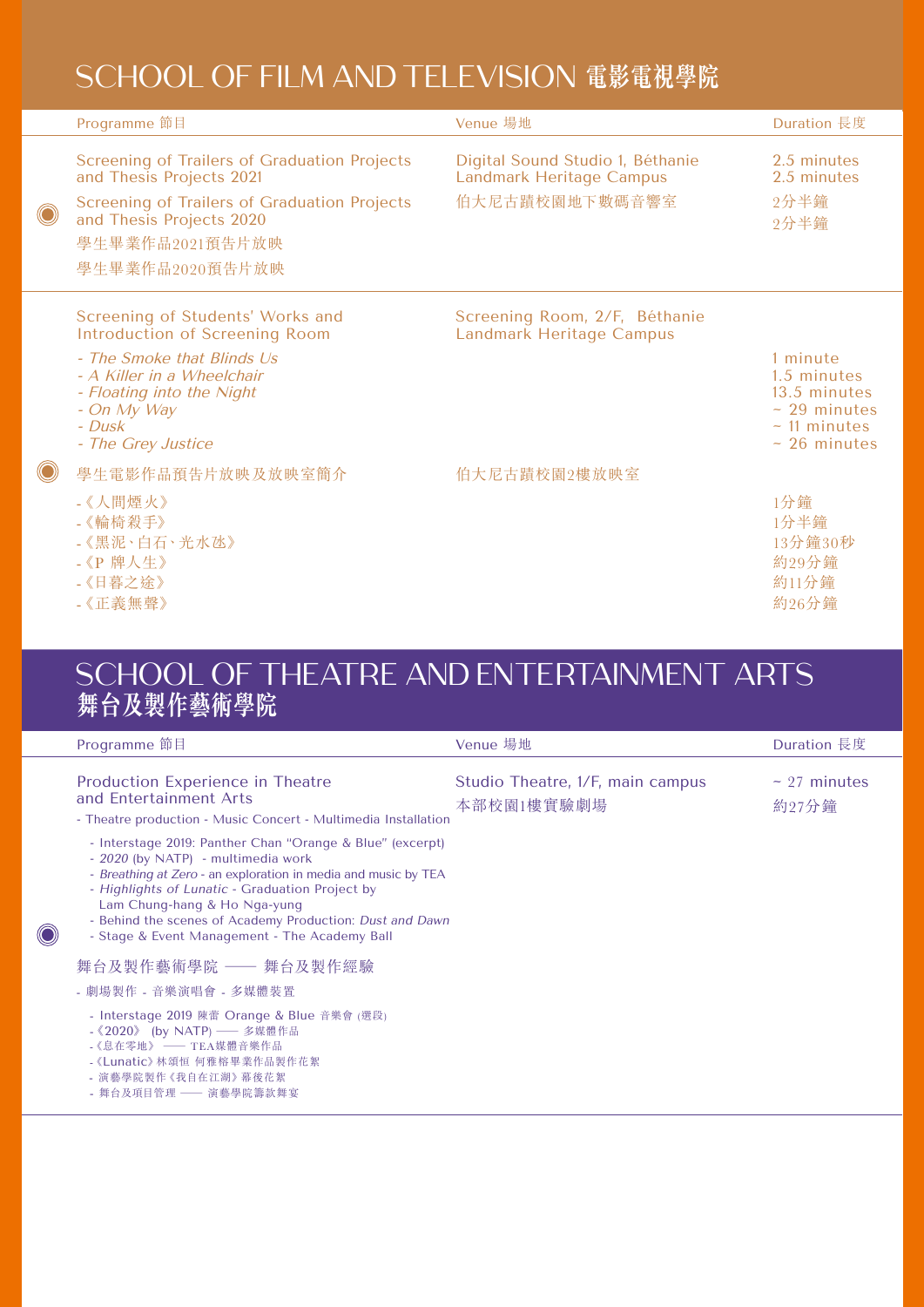# SCHOOL OF FILM AND TELEVISION 電影電視學院

| Programme 節目 | Venue 場地 | Duration 長度 |
| --- | --- | --- |
| Screening of Trailers of Graduation Projects and Thesis Projects 2021<br>Screening of Trailers of Graduation Projects and Thesis Projects 2020<br>學生畢業作品2021預告片放映<br>學生畢業作品2020預告片放映 | Digital Sound Studio 1, Béthanie Landmark Heritage Campus<br>伯大尼古蹟校園地下數碼音響室 | 2.5 minutes<br>2.5 minutes<br>2分半鐘<br>2分半鐘 |
| Screening of Students' Works and Introduction of Screening Room<br>- *The Smoke that Blinds Us*<br>- *A Killer in a Wheelchair*<br>- *Floating into the Night*<br>- *On My Way*<br>- *Dusk*<br>- *The Grey Justice*<br>學生電影作品預告片放映及放映室簡介<br>-《人間煙火》<br>-《輪椅殺手》<br>-《黑泥、白石、光水迻》<br>-《P 牌人生》<br>-《日暮之途》<br>-《正義無聲》 | Screening Room, 2/F, Béthanie Landmark Heritage Campus<br>伯大尼古蹟校園2樓放映室 | 1 minute<br>1.5 minutes<br>13.5 minutes<br>~ 29 minutes<br>~ 11 minutes<br>~ 26 minutes<br>1分鐘<br>1分半鐘<br>13分鐘30秒<br>約29分鐘<br>約11分鐘<br>約26分鐘 |

# SCHOOL OF THEATRE AND ENTERTAINMENT ARTS 舞台及製作藝術學院

| Programme 節目 | Venue 場地 | Duration 長度 |
| --- | --- | --- |
| Production Experience in Theatre and Entertainment Arts<br>- Theatre production - Music Concert - Multimedia Installation<br>- Interstage 2019: Panther Chan "Orange & Blue" (excerpt)<br>- *2020* (by NATP) - multimedia work<br>- *Breathing at Zero* - an exploration in media and music by TEA<br>- *Highlights of Lunatic* - Graduation Project by Lam Chung-hang & Ho Nga-yung<br>- Behind the scenes of Academy Production: *Dust and Dawn*<br>- Stage & Event Management - The Academy Ball<br>舞台及製作藝術學院 —— 舞台及製作經驗<br>- 劇場製作 - 音樂演唱會 - 多媒體裝置<br>- Interstage 2019 陳蕾 Orange & Blue 音樂會 (選段)<br>-《2020》 (by NATP) —— 多媒體作品<br>-《息在零地》 —— TEA媒體音樂作品<br>-《Lunatic》林頌恒 何雅榕畢業作品製作花絮<br>- 演藝學院製作《我自在江湖》幕後花絮<br>- 舞台及項目管理 —— 演藝學院籌款舞宴 | Studio Theatre, 1/F, main campus<br>本部校園1樓實驗劇場 | ~ 27 minutes<br>約27分鐘 |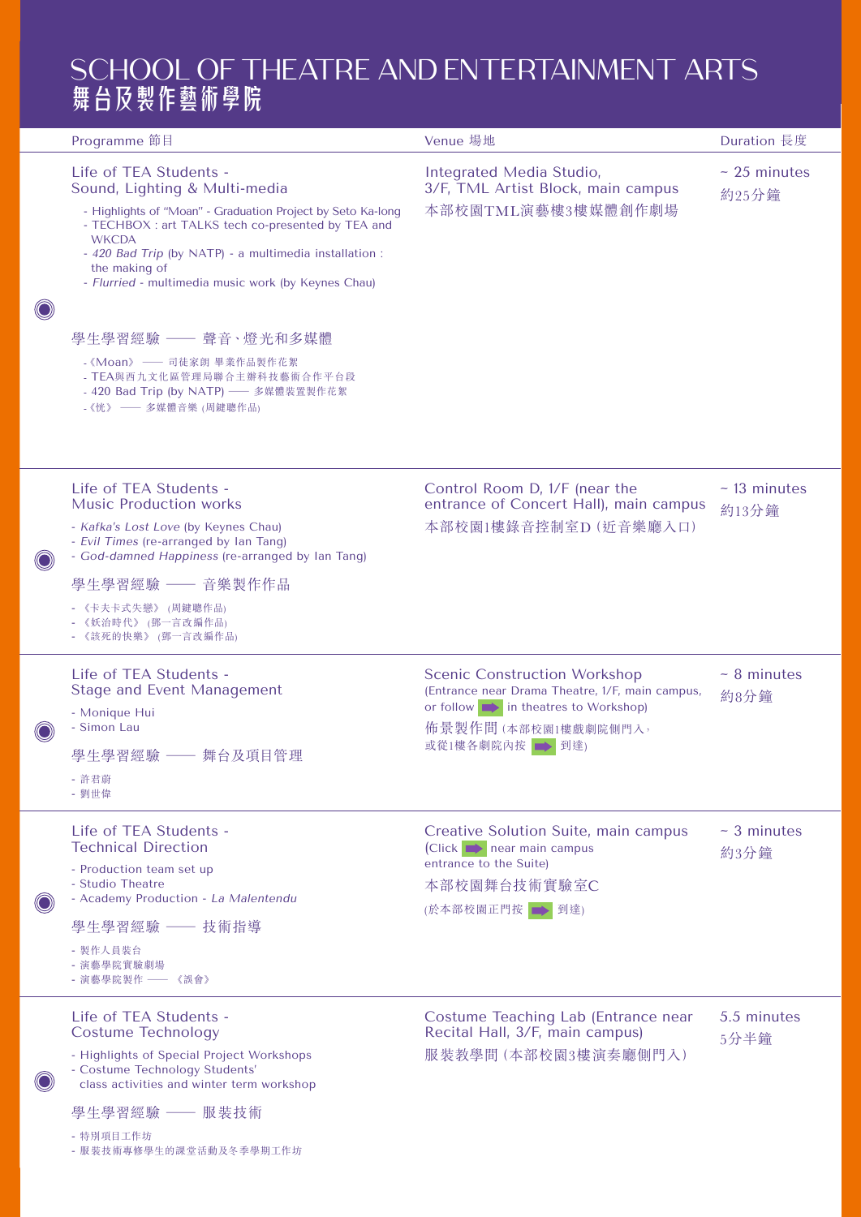# SCHOOL OF THEATRE AND ENTERTAINMENT ARTS
# 舞台及製作藝術學院

| Programme 節目 | Venue 場地 | Duration 長度 |
| --- | --- | --- |
| Life of TEA Students - Sound, Lighting & Multi-media<br>- Highlights of "Moan" - Graduation Project by Seto Ka-long<br>- TECHBOX : art TALKS tech co-presented by TEA and WKCDA<br>- *420 Bad Trip* (by NATP) - a multimedia installation : the making of<br>- *Flurried* - multimedia music work (by Keynes Chau)<br><br>學生學習經驗 —— 聲音、燈光和多媒體<br>-《Moan》 —— 司徒家朗 畢業作品製作花絮<br>- TEA與西九文化區管理局聯合主辦科技藝術合作平台段<br>- 420 Bad Trip (by NATP) —— 多媒體裝置製作花絮<br>-《恍》 —— 多媒體音樂 (周鍵聰作品) | Integrated Media Studio, 3/F, TML Artist Block, main campus<br>本部校園TML演藝樓3樓媒體創作劇場 | ~ 25 minutes<br>約25分鐘 |
| Life of TEA Students - Music Production works<br>- *Kafka's Lost Love* (by Keynes Chau)<br>- *Evil Times* (re-arranged by Ian Tang)<br>- *God-damned Happiness* (re-arranged by Ian Tang)<br><br>學生學習經驗 —— 音樂製作作品<br>-《卡夫卡式失戀》(周鍵聰作品)<br>-《妖治時代》(鄧一言改編作品)<br>-《該死的快樂》(鄧一言改編作品) | Control Room D, 1/F (near the entrance of Concert Hall), main campus<br>本部校園1樓錄音控制室D（近音樂廳入口） | ~ 13 minutes<br>約13分鐘 |
| Life of TEA Students - Stage and Event Management<br>- Monique Hui<br>- Simon Lau<br><br>學生學習經驗 —— 舞台及項目管理<br>- 許君蔚<br>- 劉世偉 | Scenic Construction Workshop<br>(Entrance near Drama Theatre, 1/F, main campus, or follow ➡ in theatres to Workshop)<br>佈景製作間 (本部校園1樓戲劇院側門入，或從1樓各劇院內按 ➡ 到達) | ~ 8 minutes<br>約8分鐘 |
| Life of TEA Students - Technical Direction<br>- Production team set up<br>- Studio Theatre<br>- Academy Production - *La Malentendu*<br><br>學生學習經驗 —— 技術指導<br>- 製作人員裝台<br>- 演藝學院實驗劇場<br>- 演藝學院製作 ——《誤會》 | Creative Solution Suite, main campus<br>(Click ➡ near main campus entrance to the Suite)<br>本部校園舞台技術實驗室C<br>(於本部校園正門按 ➡ 到達) | ~ 3 minutes<br>約3分鐘 |
| Life of TEA Students - Costume Technology<br>- Highlights of Special Project Workshops<br>- Costume Technology Students' class activities and winter term workshop<br><br>學生學習經驗 —— 服裝技術<br>- 特別項目工作坊<br>- 服裝技術專修學生的課堂活動及冬季學期工作坊 | Costume Teaching Lab (Entrance near Recital Hall, 3/F, main campus)<br>服裝教學間 (本部校園3樓演奏廳側門入) | 5.5 minutes<br>5分半鐘 |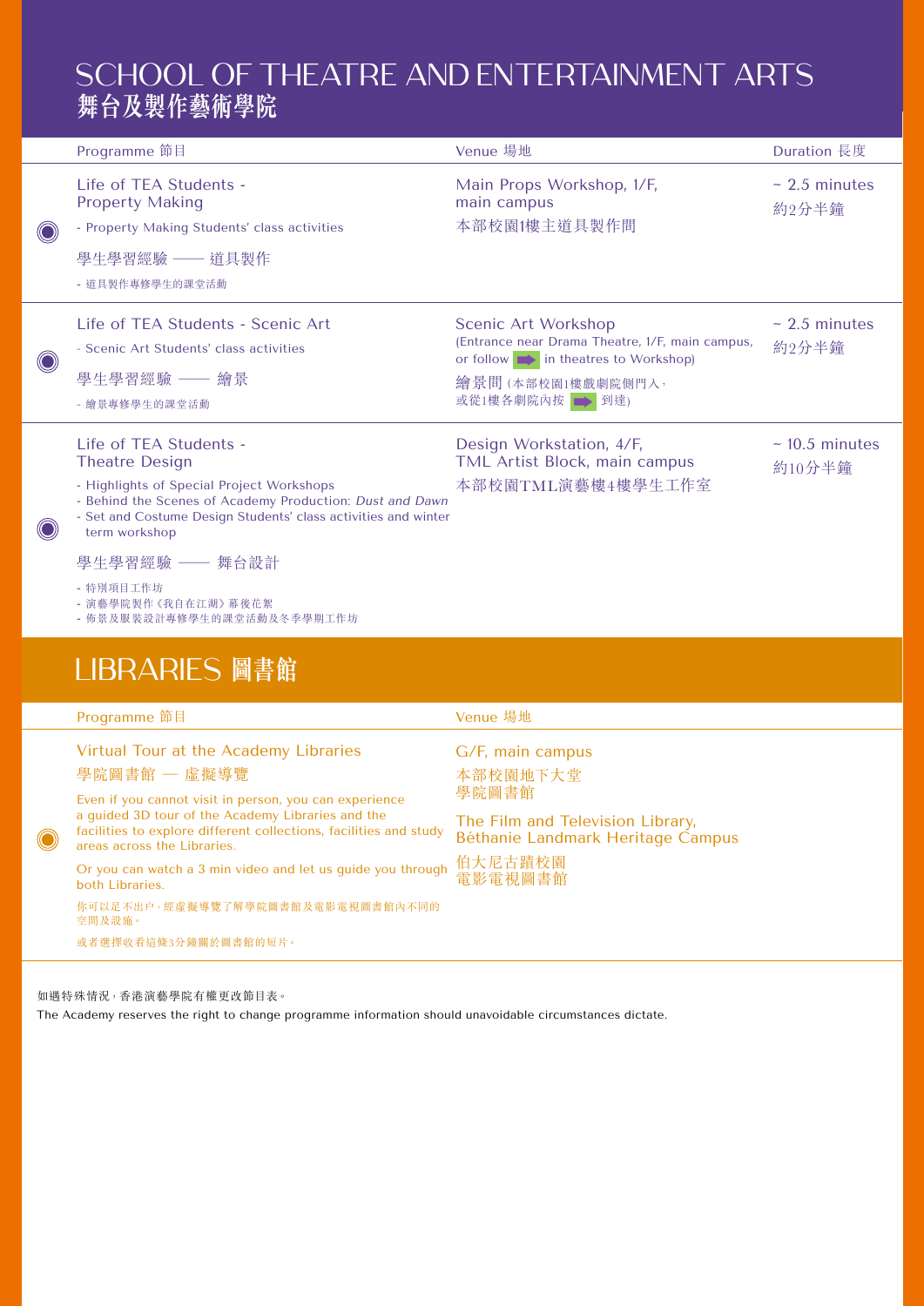# SCHOOL OF THEATRE AND ENTERTAINMENT ARTS
# 舞台及製作藝術學院

| Programme 節目 | Venue 場地 | Duration 長度 |
| --- | --- | --- |
| Life of TEA Students - Property Making<br>- Property Making Students' class activities<br>學生學習經驗 —— 道具製作<br>- 道具製作專修學生的課堂活動 | Main Props Workshop, 1/F, main campus<br>本部校園1樓主道具製作間 | ~ 2.5 minutes<br>約2分半鐘 |
| Life of TEA Students - Scenic Art<br>- Scenic Art Students' class activities<br>學生學習經驗 —— 繪景<br>- 繪景專修學生的課堂活動 | Scenic Art Workshop<br>(Entrance near Drama Theatre, 1/F, main campus, or follow ➡ in theatres to Workshop)<br>繪景間 (本部校園1樓戲劇院側門入，或從1樓各劇院內按 ➡ 到達) | ~ 2.5 minutes<br>約2分半鐘 |
| Life of TEA Students - Theatre Design<br>- Highlights of Special Project Workshops<br>- Behind the Scenes of Academy Production: *Dust and Dawn*<br>- Set and Costume Design Students' class activities and winter term workshop<br>學生學習經驗 —— 舞台設計<br>- 特別項目工作坊<br>- 演藝學院製作《我自在江湖》幕後花絮<br>- 佈景及服裝設計專修學生的課堂活動及冬季學期工作坊 | Design Workstation, 4/F, TML Artist Block, main campus<br>本部校園TML演藝樓4樓學生工作室 | ~ 10.5 minutes<br>約10分半鐘 |

# LIBRARIES 圖書館

| Programme 節目 | Venue 場地 |
| --- | --- |
| Virtual Tour at the Academy Libraries<br>學院圖書館 — 虛擬導覽<br>Even if you cannot visit in person, you can experience a guided 3D tour of the Academy Libraries and the facilities to explore different collections, facilities and study areas across the Libraries.<br>Or you can watch a 3 min video and let us guide you through both Libraries.<br>你可以足不出户，經虛擬導覽了解學院圖書館及電影電視圖書館內不同的空間及設施。<br>或者選擇收看這條3分鐘關於圖書館的短片。 | G/F, main campus<br>本部校園地下大堂<br>學院圖書館<br>The Film and Television Library, Béthanie Landmark Heritage Campus<br>伯大尼古蹟校園<br>電影電視圖書館 |

如遇特殊情況，香港演藝學院有權更改節目表。

The Academy reserves the right to change programme information should unavoidable circumstances dictate.